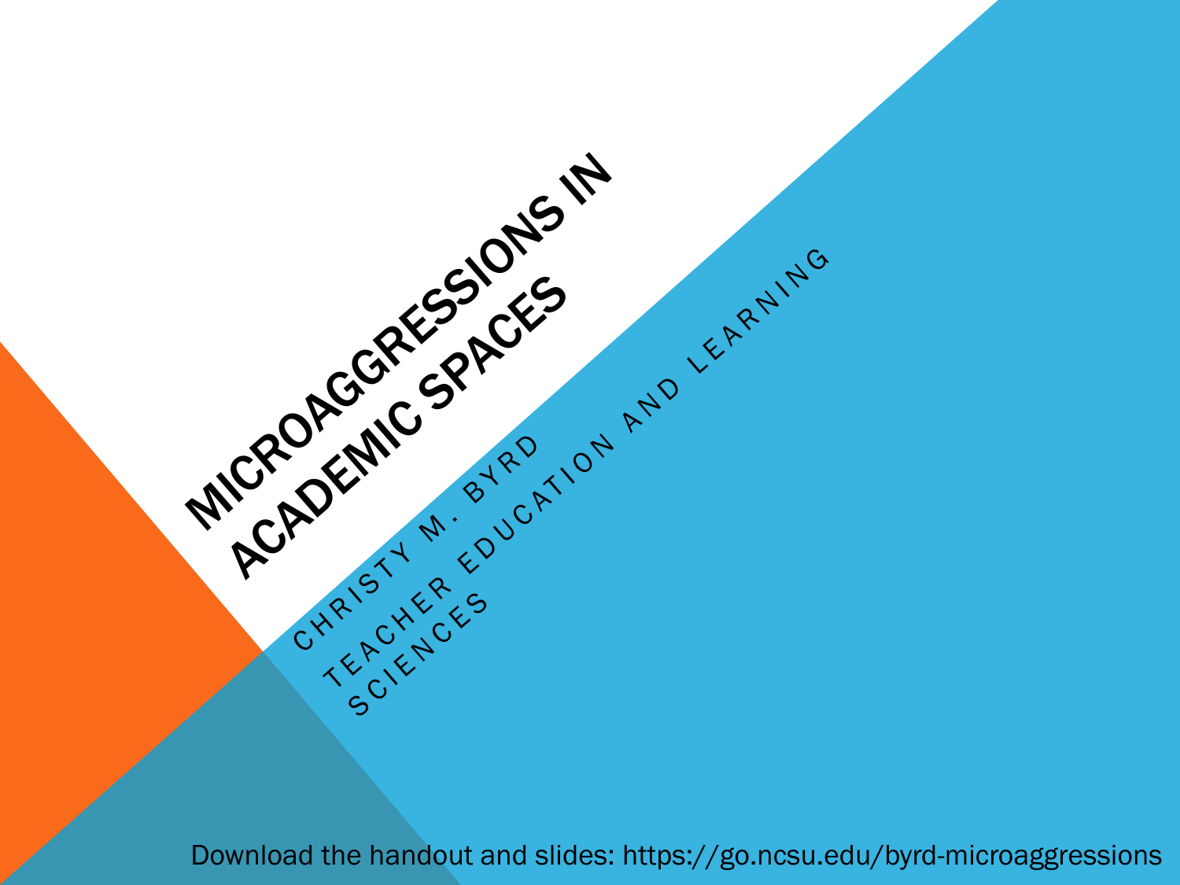# MICROAGGRESSIONS IN ACADEMIC SPACES

CHRISTY M. BYRD

TEACHER EDUCATION AND LEARNING SCIENCES

Download the handout and slides: https://go.ncsu.edu/byrd-microaggressions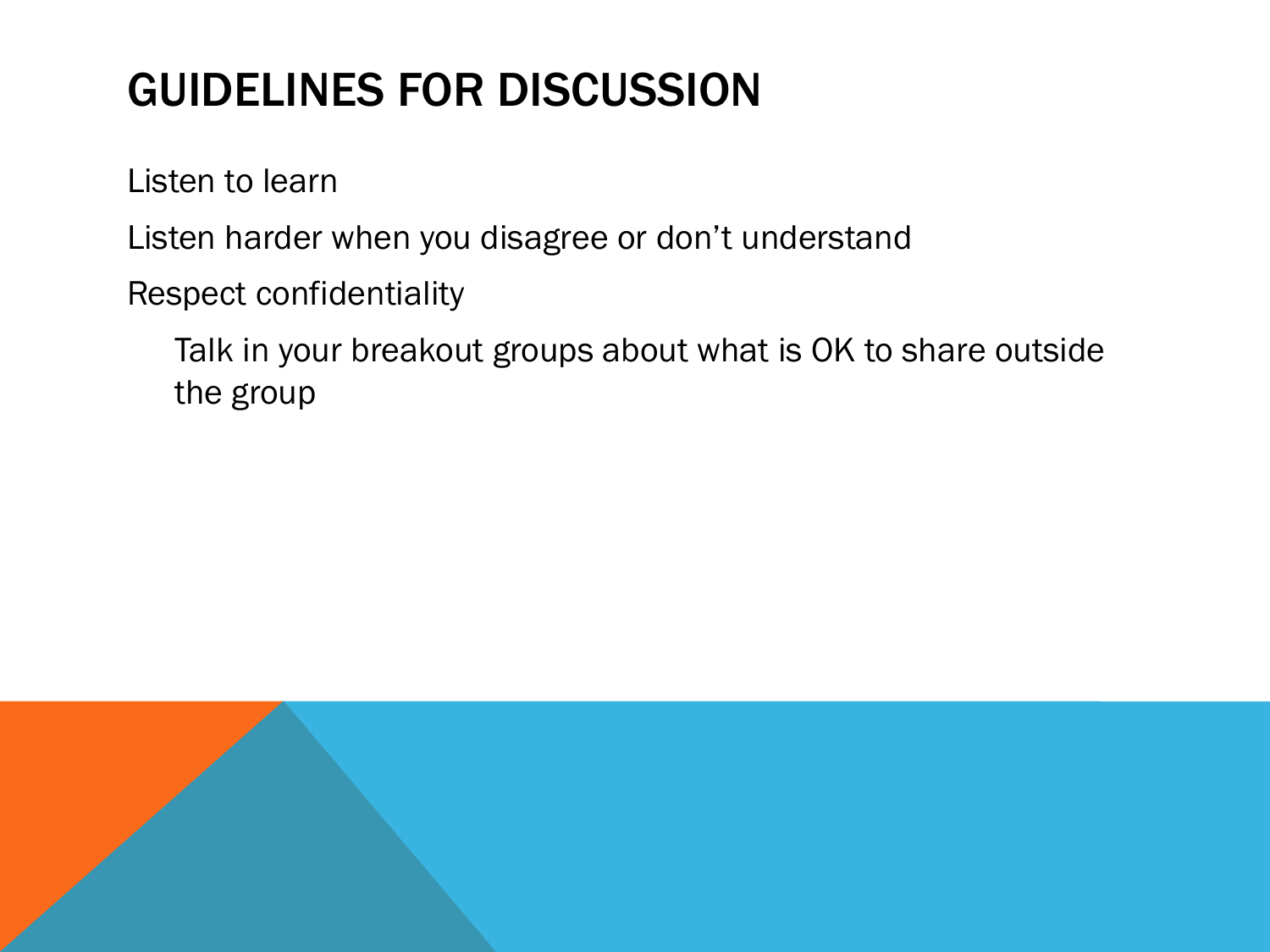# GUIDELINES FOR DISCUSSION

Listen to learn

Listen harder when you disagree or don't understand

Respect confidentiality

- Talk in your breakout groups about what is OK to share outside the group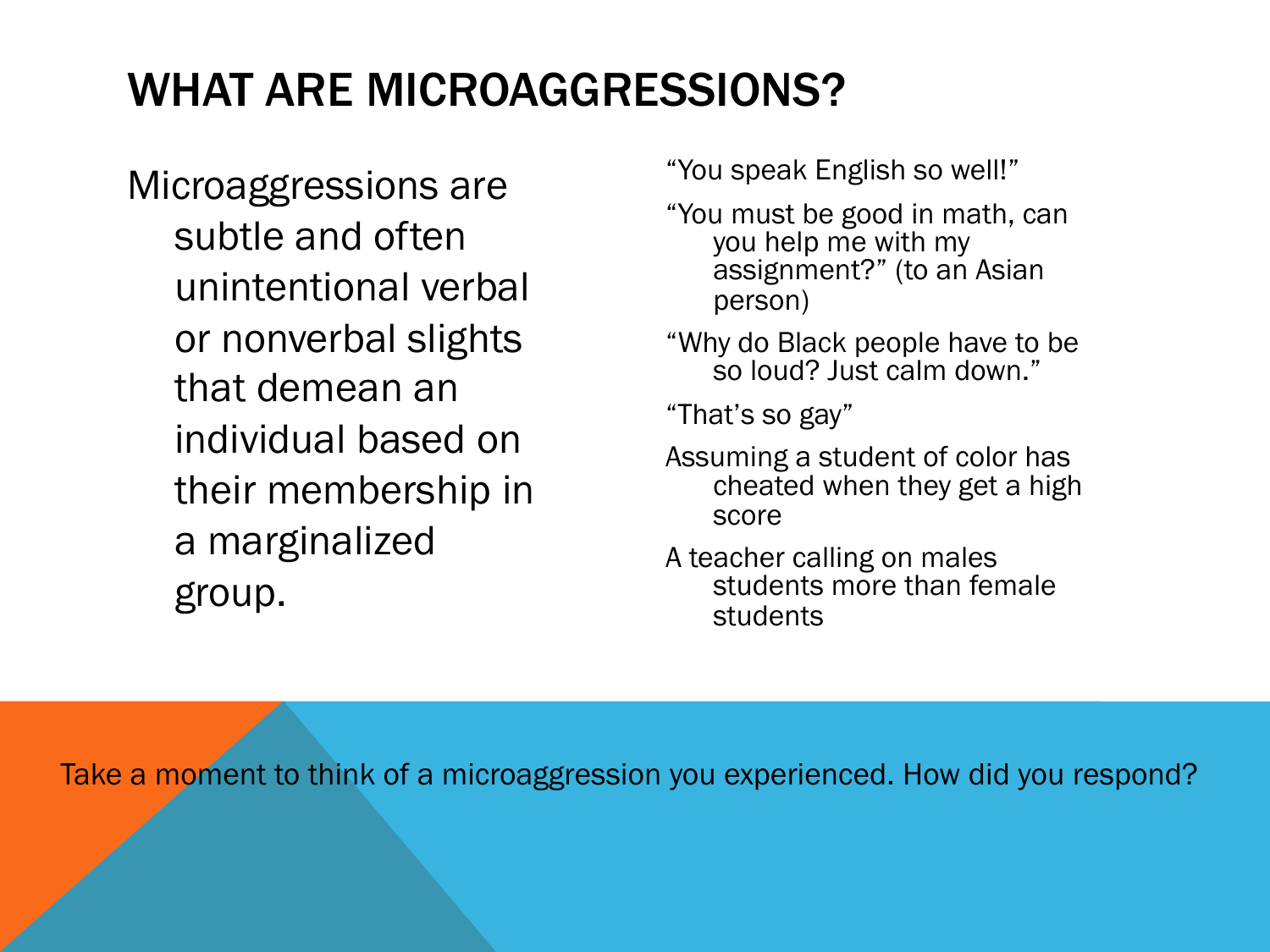# WHAT ARE MICROAGGRESSIONS?

Microaggressions are subtle and often unintentional verbal or nonverbal slights that demean an individual based on their membership in a marginalized group.

- "You speak English so well!"
- "You must be good in math, can you help me with my assignment?" (to an Asian person)
- "Why do Black people have to be so loud? Just calm down."
- "That's so gay"
- Assuming a student of color has cheated when they get a high score
- A teacher calling on males students more than female students

Take a moment to think of a microaggression you experienced. How did you respond?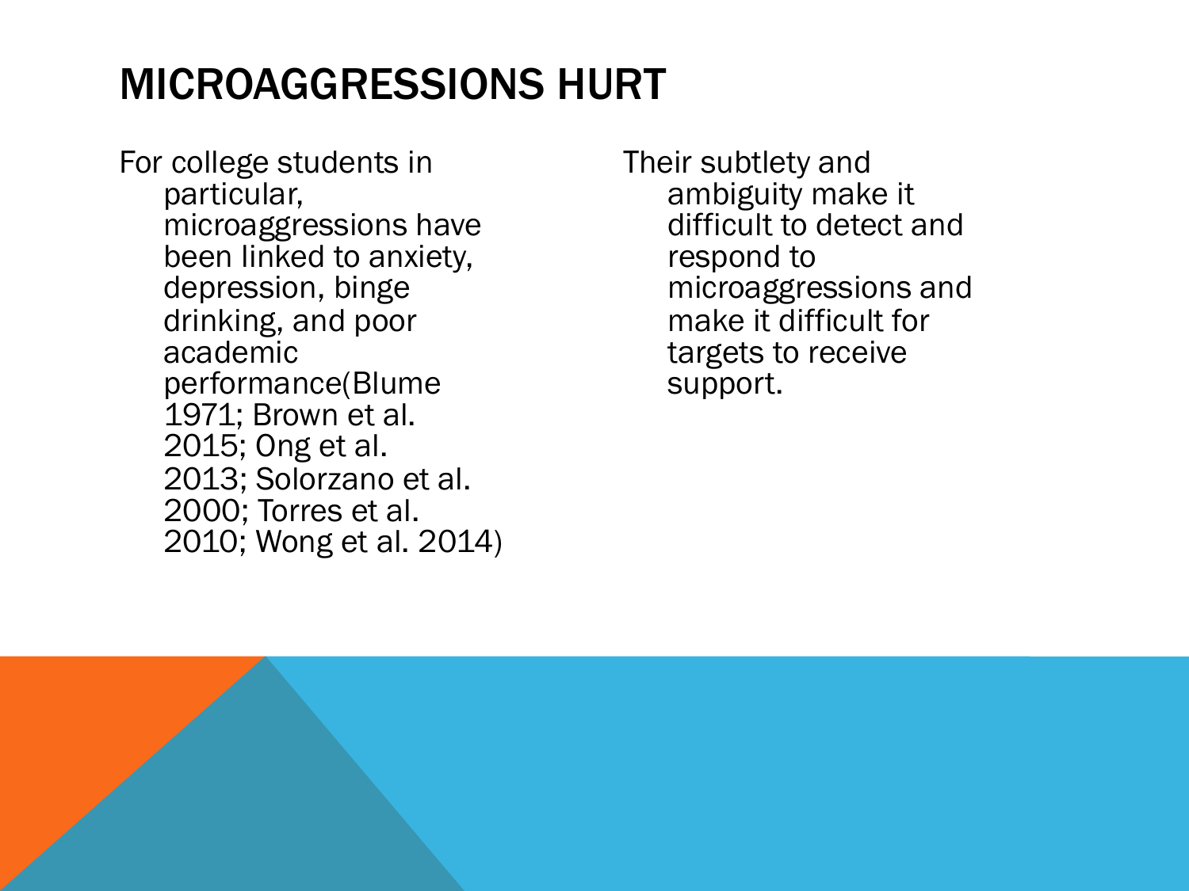# MICROAGGRESSIONS HURT

For college students in particular, microaggressions have been linked to anxiety, depression, binge drinking, and poor academic performance(Blume 1971; Brown et al. 2015; Ong et al. 2013; Solorzano et al. 2000; Torres et al. 2010; Wong et al. 2014)

Their subtlety and ambiguity make it difficult to detect and respond to microaggressions and make it difficult for targets to receive support.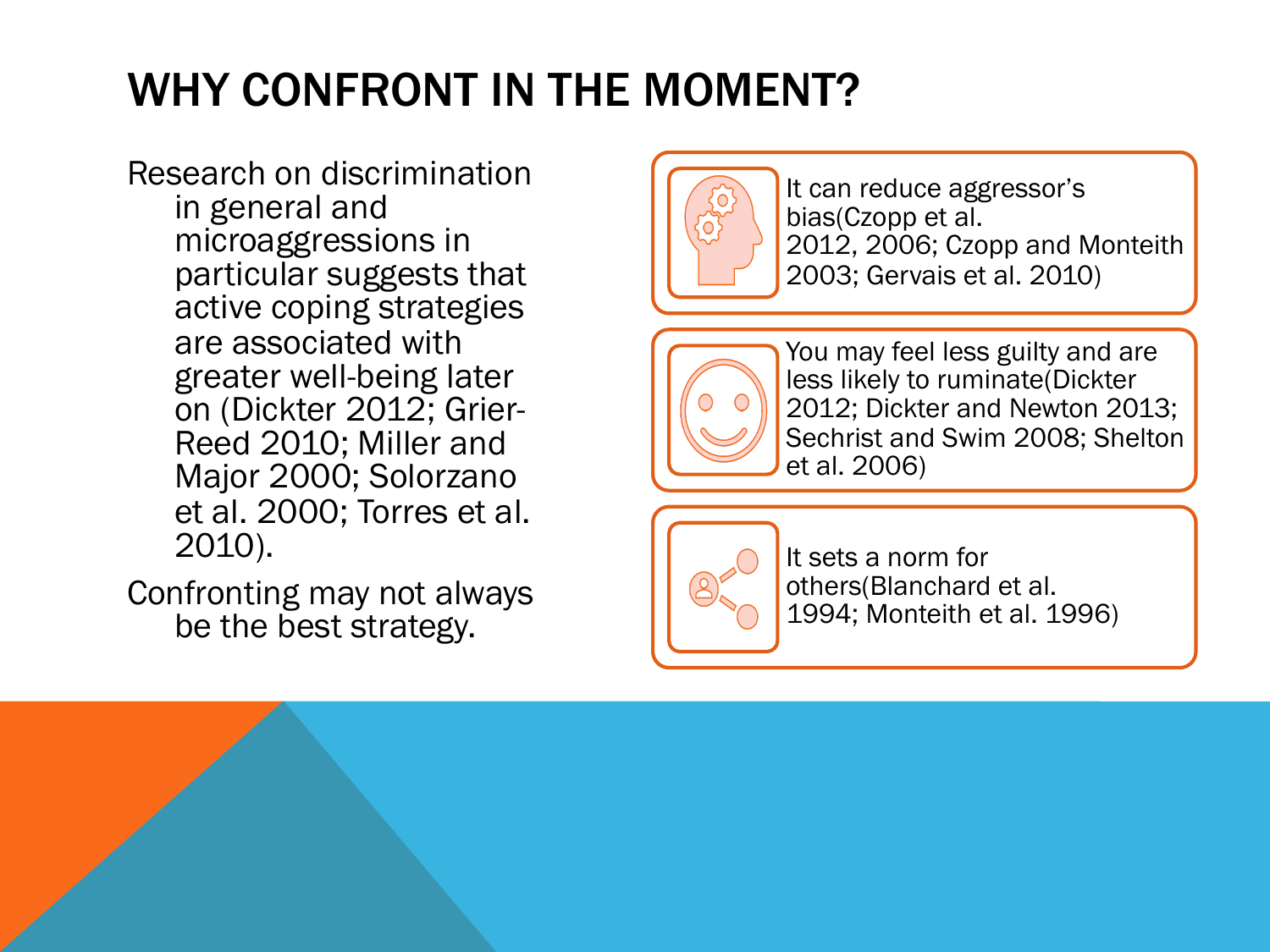# WHY CONFRONT IN THE MOMENT?

Research on discrimination in general and microaggressions in particular suggests that active coping strategies are associated with greater well-being later on (Dickter 2012; Grier-Reed 2010; Miller and Major 2000; Solorzano et al. 2000; Torres et al. 2010).

Confronting may not always be the best strategy.

- It can reduce aggressor's bias(Czopp et al. 2012, 2006; Czopp and Monteith 2003; Gervais et al. 2010)
- You may feel less guilty and are less likely to ruminate(Dickter 2012; Dickter and Newton 2013; Sechrist and Swim 2008; Shelton et al. 2006)
- It sets a norm for others(Blanchard et al. 1994; Monteith et al. 1996)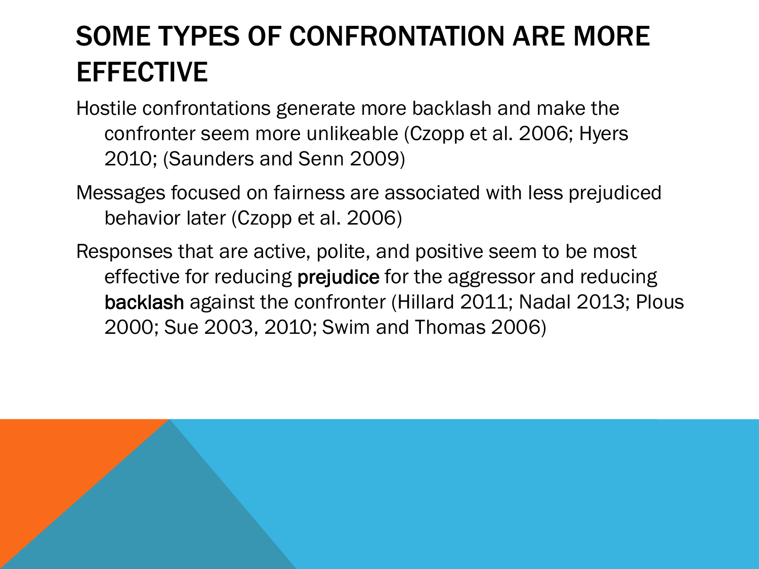# SOME TYPES OF CONFRONTATION ARE MORE EFFECTIVE

Hostile confrontations generate more backlash and make the confronter seem more unlikeable (Czopp et al. 2006; Hyers 2010; (Saunders and Senn 2009)

Messages focused on fairness are associated with less prejudiced behavior later (Czopp et al. 2006)

Responses that are active, polite, and positive seem to be most effective for reducing **prejudice** for the aggressor and reducing **backlash** against the confronter (Hillard 2011; Nadal 2013; Plous 2000; Sue 2003, 2010; Swim and Thomas 2006)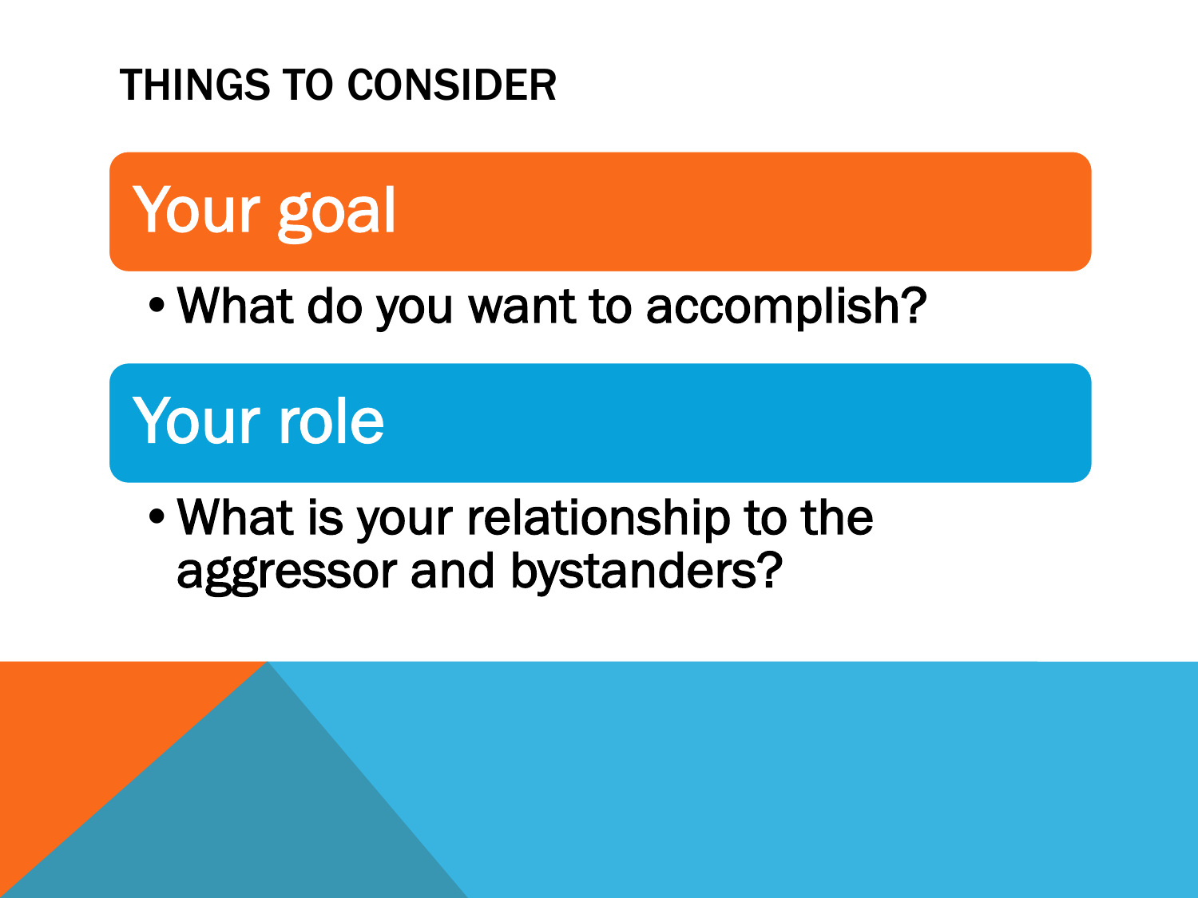# THINGS TO CONSIDER

## Your goal

- What do you want to accomplish?

## Your role

- What is your relationship to the aggressor and bystanders?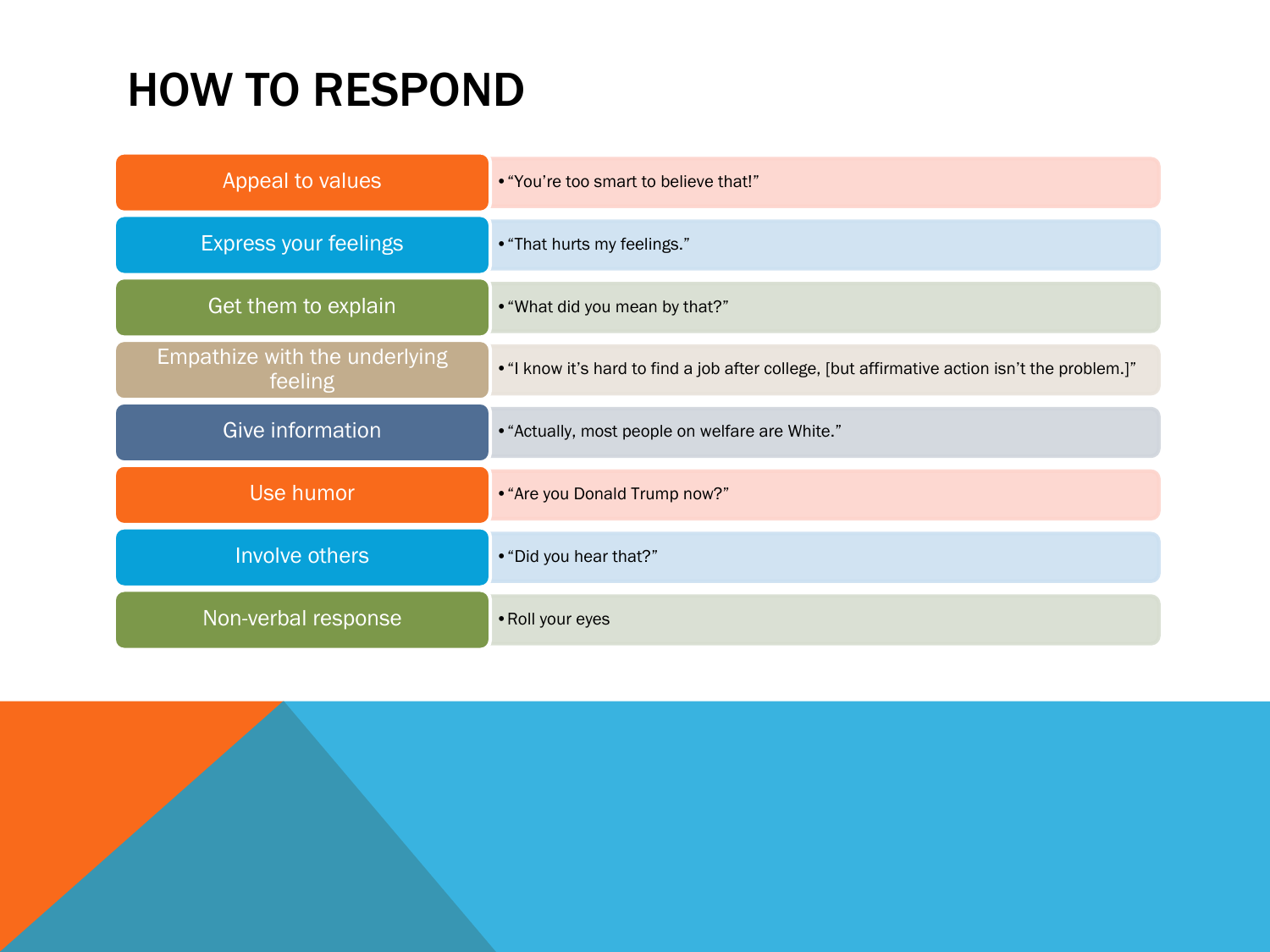# HOW TO RESPOND

| Strategy | Example |
| --- | --- |
| Appeal to values | "You're too smart to believe that!" |
| Express your feelings | "That hurts my feelings." |
| Get them to explain | "What did you mean by that?" |
| Empathize with the underlying feeling | "I know it's hard to find a job after college, [but affirmative action isn't the problem.]" |
| Give information | "Actually, most people on welfare are White." |
| Use humor | "Are you Donald Trump now?" |
| Involve others | "Did you hear that?" |
| Non-verbal response | Roll your eyes |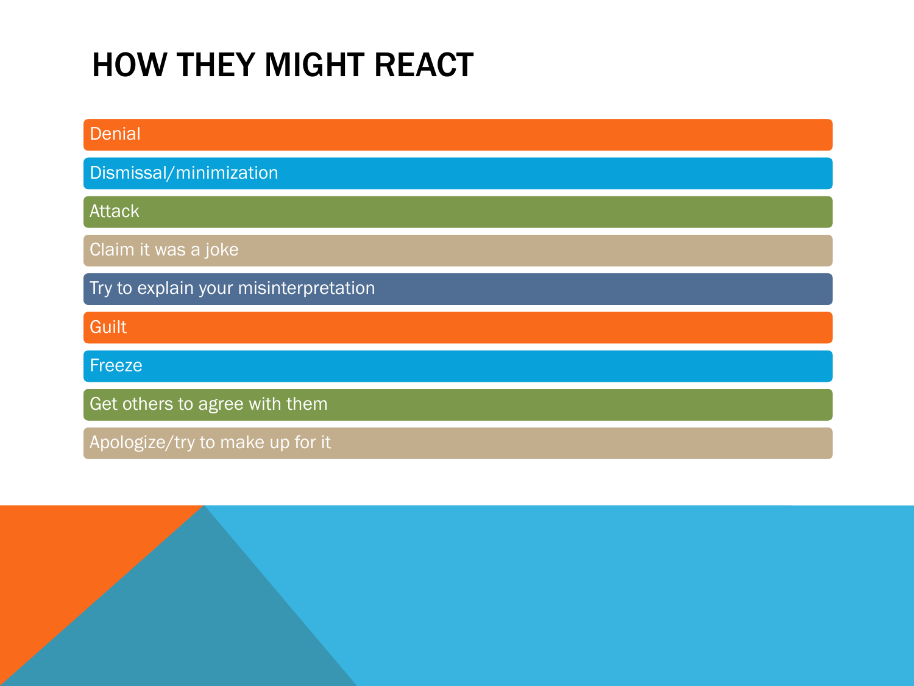# HOW THEY MIGHT REACT

- Denial
- Dismissal/minimization
- Attack
- Claim it was a joke
- Try to explain your misinterpretation
- Guilt
- Freeze
- Get others to agree with them
- Apologize/try to make up for it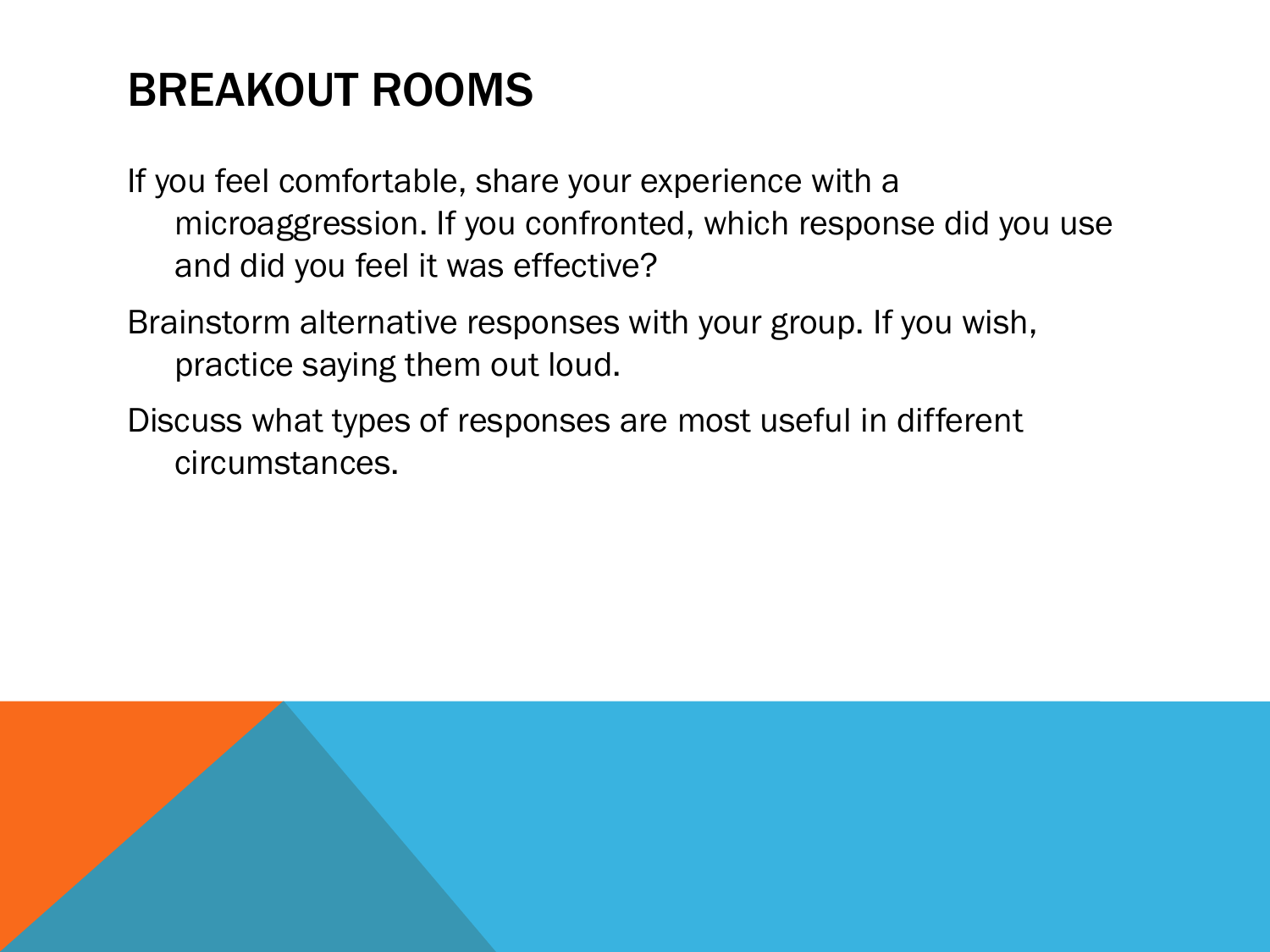# BREAKOUT ROOMS

If you feel comfortable, share your experience with a microaggression. If you confronted, which response did you use and did you feel it was effective?

Brainstorm alternative responses with your group. If you wish, practice saying them out loud.

Discuss what types of responses are most useful in different circumstances.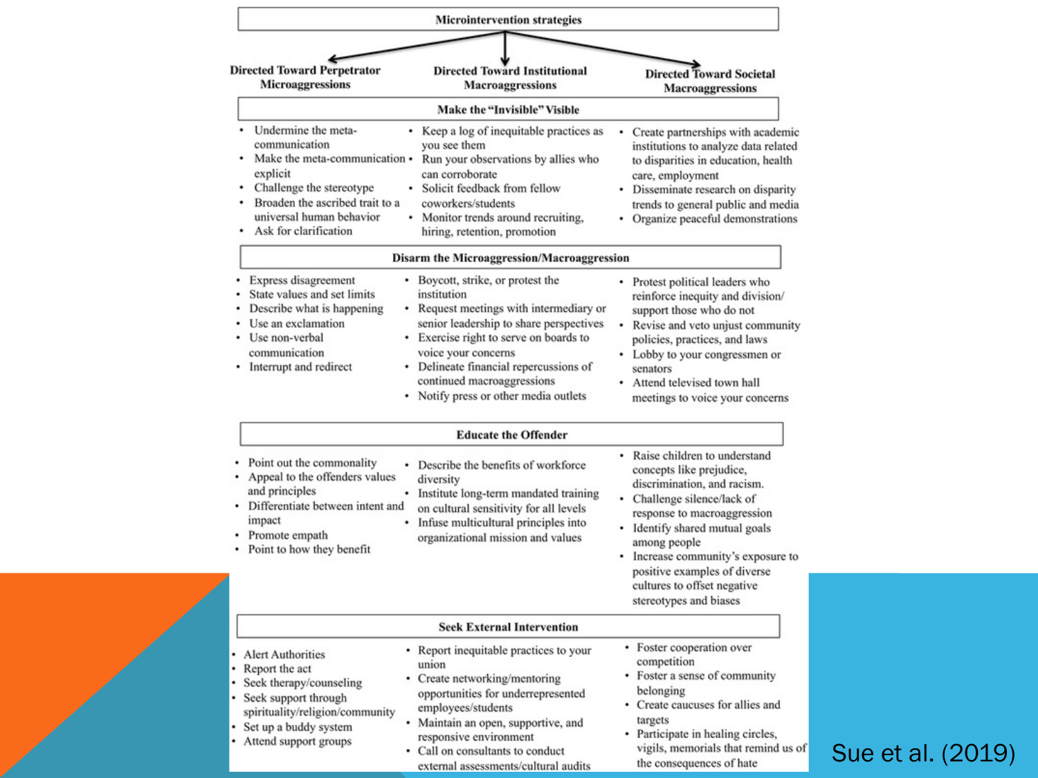# Microintervention strategies

| | Directed Toward Perpetrator Microaggressions | Directed Toward Institutional Macroaggressions | Directed Toward Societal Macroaggressions |
|---|---|---|---|
| **Make the "Invisible" Visible** | • Undermine the meta-communication<br>• Make the meta-communication explicit<br>• Challenge the stereotype<br>• Broaden the ascribed trait to a universal human behavior<br>• Ask for clarification | • Keep a log of inequitable practices as you see them<br>• Run your observations by allies who can corroborate<br>• Solicit feedback from fellow coworkers/students<br>• Monitor trends around recruiting, hiring, retention, promotion | • Create partnerships with academic institutions to analyze data related to disparities in education, health care, employment<br>• Disseminate research on disparity trends to general public and media<br>• Organize peaceful demonstrations |
| **Disarm the Microaggression/Macroaggression** | • Express disagreement<br>• State values and set limits<br>• Describe what is happening<br>• Use an exclamation<br>• Use non-verbal communication<br>• Interrupt and redirect | • Boycott, strike, or protest the institution<br>• Request meetings with intermediary or senior leadership to share perspectives<br>• Exercise right to serve on boards to voice your concerns<br>• Delineate financial repercussions of continued macroaggressions<br>• Notify press or other media outlets | • Protest political leaders who reinforce inequity and division/ support those who do not<br>• Revise and veto unjust community policies, practices, and laws<br>• Lobby to your congressmen or senators<br>• Attend televised town hall meetings to voice your concerns |
| **Educate the Offender** | • Point out the commonality<br>• Appeal to the offenders values and principles<br>• Differentiate between intent and impact<br>• Promote empath<br>• Point to how they benefit | • Describe the benefits of workforce diversity<br>• Institute long-term mandated training on cultural sensitivity for all levels<br>• Infuse multicultural principles into organizational mission and values | • Raise children to understand concepts like prejudice, discrimination, and racism.<br>• Challenge silence/lack of response to macroaggression<br>• Identify shared mutual goals among people<br>• Increase community's exposure to positive examples of diverse cultures to offset negative stereotypes and biases |
| **Seek External Intervention** | • Alert Authorities<br>• Report the act<br>• Seek therapy/counseling<br>• Seek support through spirituality/religion/community<br>• Set up a buddy system<br>• Attend support groups | • Report inequitable practices to your union<br>• Create networking/mentoring opportunities for underrepresented employees/students<br>• Maintain an open, supportive, and responsive environment<br>• Call on consultants to conduct external assessments/cultural audits | • Foster cooperation over competition<br>• Foster a sense of community belonging<br>• Create caucuses for allies and targets<br>• Participate in healing circles, vigils, memorials that remind us of the consequences of hate |

Sue et al. (2019)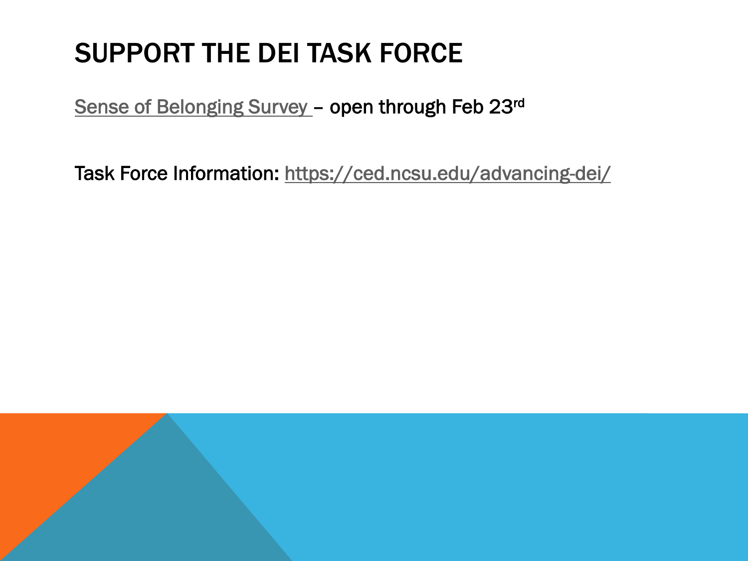# SUPPORT THE DEI TASK FORCE

Sense of Belonging Survey – open through Feb 23rd

Task Force Information: https://ced.ncsu.edu/advancing-dei/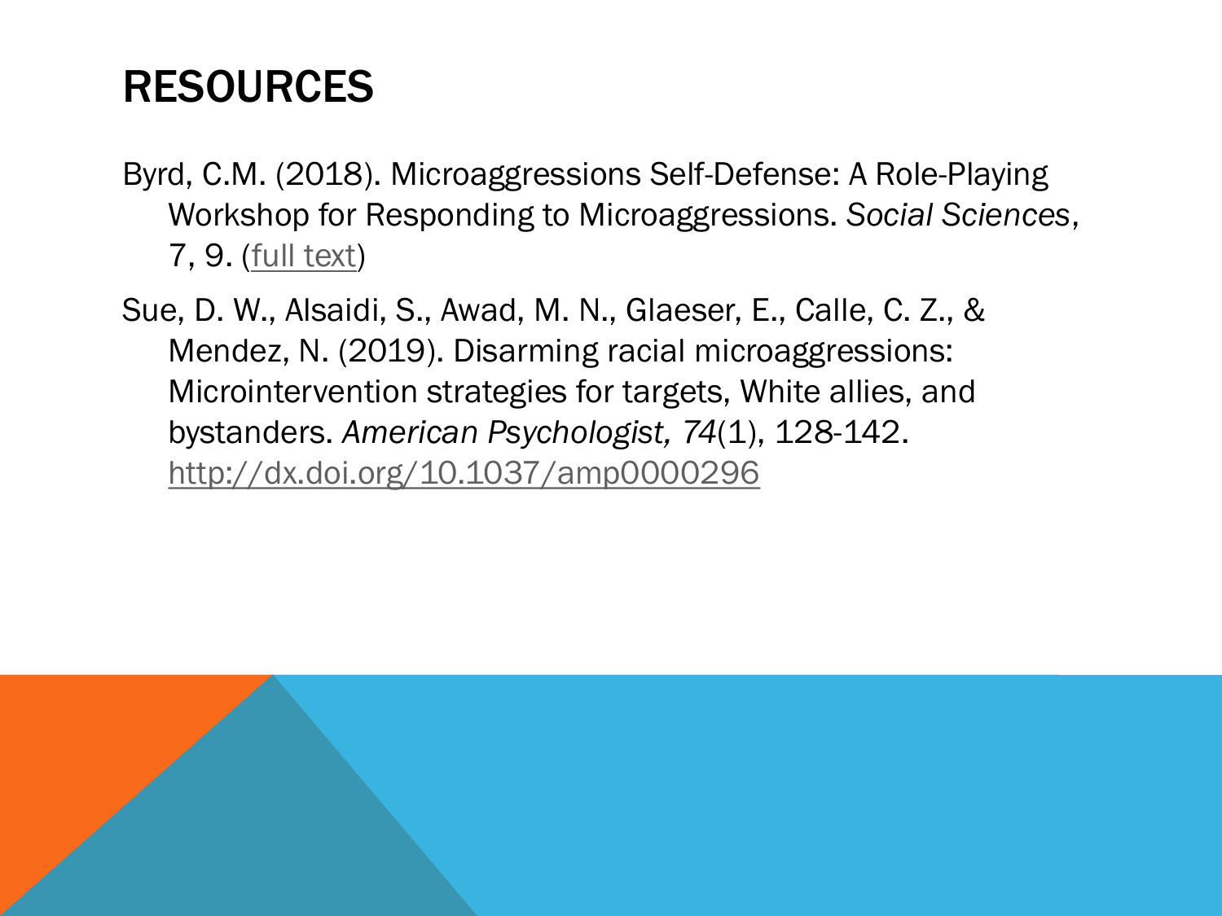# RESOURCES

Byrd, C.M. (2018). Microaggressions Self-Defense: A Role-Playing Workshop for Responding to Microaggressions. *Social Sciences*, 7, 9. (full text)

Sue, D. W., Alsaidi, S., Awad, M. N., Glaeser, E., Calle, C. Z., & Mendez, N. (2019). Disarming racial microaggressions: Microintervention strategies for targets, White allies, and bystanders. *American Psychologist, 74*(1), 128-142. http://dx.doi.org/10.1037/amp0000296